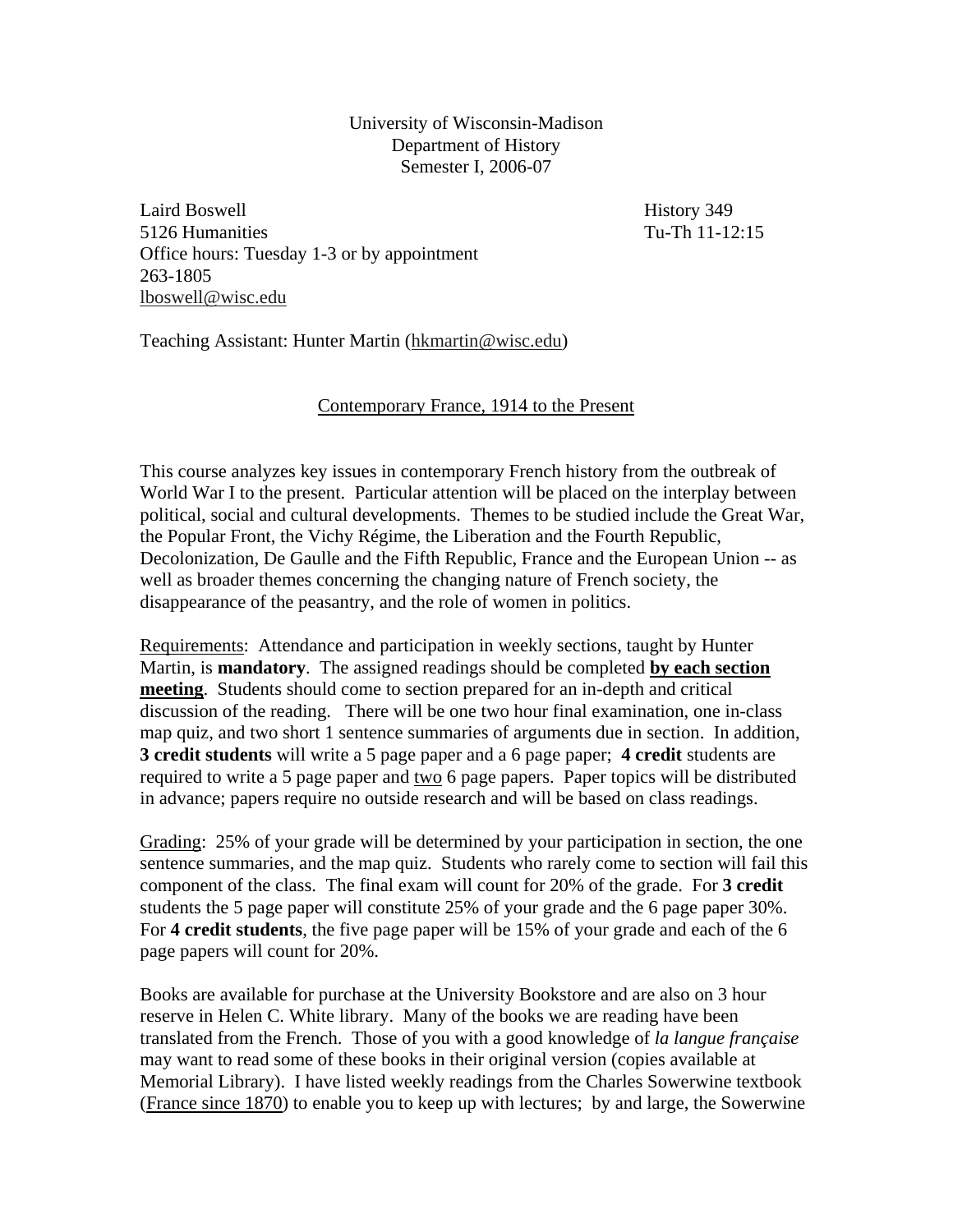University of Wisconsin-Madison
Department of History
Semester I, 2006-07

Laird Boswell
5126 Humanities
Office hours: Tuesday 1-3 or by appointment
263-1805
lboswell@wisc.edu

History 349
Tu-Th 11-12:15

Teaching Assistant: Hunter Martin (hkmartin@wisc.edu)

## Contemporary France, 1914 to the Present

This course analyzes key issues in contemporary French history from the outbreak of World War I to the present. Particular attention will be placed on the interplay between political, social and cultural developments. Themes to be studied include the Great War, the Popular Front, the Vichy Régime, the Liberation and the Fourth Republic, Decolonization, De Gaulle and the Fifth Republic, France and the European Union -- as well as broader themes concerning the changing nature of French society, the disappearance of the peasantry, and the role of women in politics.

Requirements: Attendance and participation in weekly sections, taught by Hunter Martin, is **mandatory**. The assigned readings should be completed **by each section meeting**. Students should come to section prepared for an in-depth and critical discussion of the reading. There will be one two hour final examination, one in-class map quiz, and two short 1 sentence summaries of arguments due in section. In addition, **3 credit students** will write a 5 page paper and a 6 page paper; **4 credit** students are required to write a 5 page paper and two 6 page papers. Paper topics will be distributed in advance; papers require no outside research and will be based on class readings.

Grading: 25% of your grade will be determined by your participation in section, the one sentence summaries, and the map quiz. Students who rarely come to section will fail this component of the class. The final exam will count for 20% of the grade. For **3 credit** students the 5 page paper will constitute 25% of your grade and the 6 page paper 30%. For **4 credit students**, the five page paper will be 15% of your grade and each of the 6 page papers will count for 20%.

Books are available for purchase at the University Bookstore and are also on 3 hour reserve in Helen C. White library. Many of the books we are reading have been translated from the French. Those of you with a good knowledge of *la langue française* may want to read some of these books in their original version (copies available at Memorial Library). I have listed weekly readings from the Charles Sowerwine textbook (France since 1870) to enable you to keep up with lectures; by and large, the Sowerwine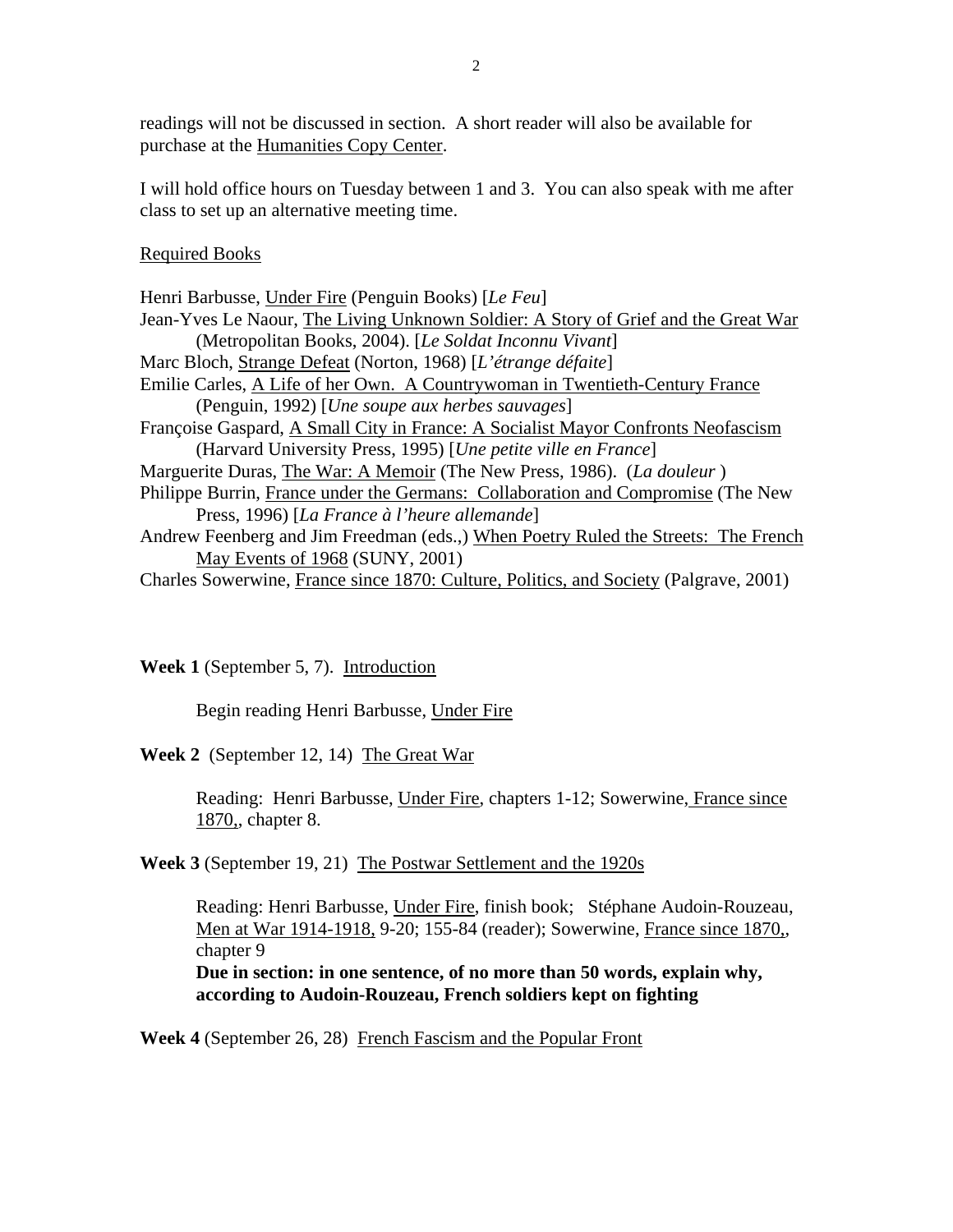readings will not be discussed in section. A short reader will also be available for purchase at the Humanities Copy Center.

I will hold office hours on Tuesday between 1 and 3. You can also speak with me after class to set up an alternative meeting time.

Required Books

Henri Barbusse, Under Fire (Penguin Books) [*Le Feu*]
Jean-Yves Le Naour, The Living Unknown Soldier: A Story of Grief and the Great War (Metropolitan Books, 2004). [*Le Soldat Inconnu Vivant*]
Marc Bloch, Strange Defeat (Norton, 1968) [*L'étrange défaite*]
Emilie Carles, A Life of her Own. A Countrywoman in Twentieth-Century France (Penguin, 1992) [*Une soupe aux herbes sauvages*]
Françoise Gaspard, A Small City in France: A Socialist Mayor Confronts Neofascism (Harvard University Press, 1995) [*Une petite ville en France*]
Marguerite Duras, The War: A Memoir (The New Press, 1986). (*La douleur* )
Philippe Burrin, France under the Germans: Collaboration and Compromise (The New Press, 1996) [*La France à l'heure allemande*]
Andrew Feenberg and Jim Freedman (eds.,) When Poetry Ruled the Streets: The French May Events of 1968 (SUNY, 2001)
Charles Sowerwine, France since 1870: Culture, Politics, and Society (Palgrave, 2001)

**Week 1** (September 5, 7). Introduction

Begin reading Henri Barbusse, Under Fire

**Week 2** (September 12, 14) The Great War

Reading: Henri Barbusse, Under Fire, chapters 1-12; Sowerwine, France since 1870,, chapter 8.

**Week 3** (September 19, 21) The Postwar Settlement and the 1920s

Reading: Henri Barbusse, Under Fire, finish book; Stéphane Audoin-Rouzeau, Men at War 1914-1918, 9-20; 155-84 (reader); Sowerwine, France since 1870,, chapter 9
**Due in section: in one sentence, of no more than 50 words, explain why, according to Audoin-Rouzeau, French soldiers kept on fighting**

**Week 4** (September 26, 28) French Fascism and the Popular Front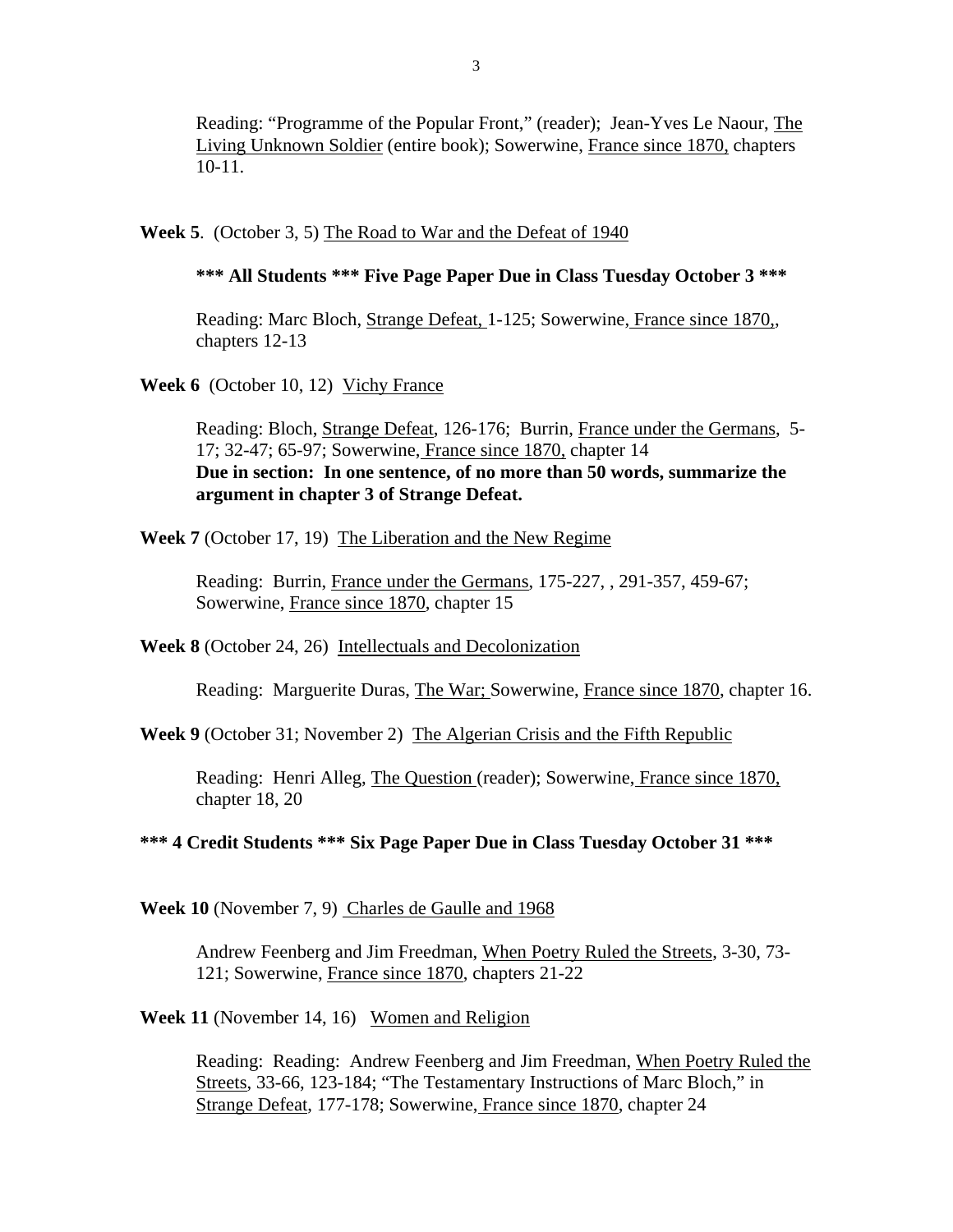Reading: "Programme of the Popular Front," (reader); Jean-Yves Le Naour, The Living Unknown Soldier (entire book); Sowerwine, France since 1870, chapters 10-11.

**Week 5**. (October 3, 5) The Road to War and the Defeat of 1940

**\*\*\* All Students \*\*\* Five Page Paper Due in Class Tuesday October 3 \*\*\***

Reading: Marc Bloch, Strange Defeat, 1-125; Sowerwine, France since 1870,, chapters 12-13

**Week 6** (October 10, 12) Vichy France

Reading: Bloch, Strange Defeat, 126-176; Burrin, France under the Germans, 5-17; 32-47; 65-97; Sowerwine, France since 1870, chapter 14
**Due in section: In one sentence, of no more than 50 words, summarize the argument in chapter 3 of Strange Defeat.**

**Week 7** (October 17, 19) The Liberation and the New Regime

Reading: Burrin, France under the Germans, 175-227, , 291-357, 459-67; Sowerwine, France since 1870, chapter 15

**Week 8** (October 24, 26) Intellectuals and Decolonization

Reading: Marguerite Duras, The War; Sowerwine, France since 1870, chapter 16.

**Week 9** (October 31; November 2) The Algerian Crisis and the Fifth Republic

Reading: Henri Alleg, The Question (reader); Sowerwine, France since 1870, chapter 18, 20

**\*\*\* 4 Credit Students \*\*\* Six Page Paper Due in Class Tuesday October 31 \*\*\***

**Week 10** (November 7, 9) Charles de Gaulle and 1968

Andrew Feenberg and Jim Freedman, When Poetry Ruled the Streets, 3-30, 73-121; Sowerwine, France since 1870, chapters 21-22

**Week 11** (November 14, 16) Women and Religion

Reading: Reading: Andrew Feenberg and Jim Freedman, When Poetry Ruled the Streets, 33-66, 123-184; "The Testamentary Instructions of Marc Bloch," in Strange Defeat, 177-178; Sowerwine, France since 1870, chapter 24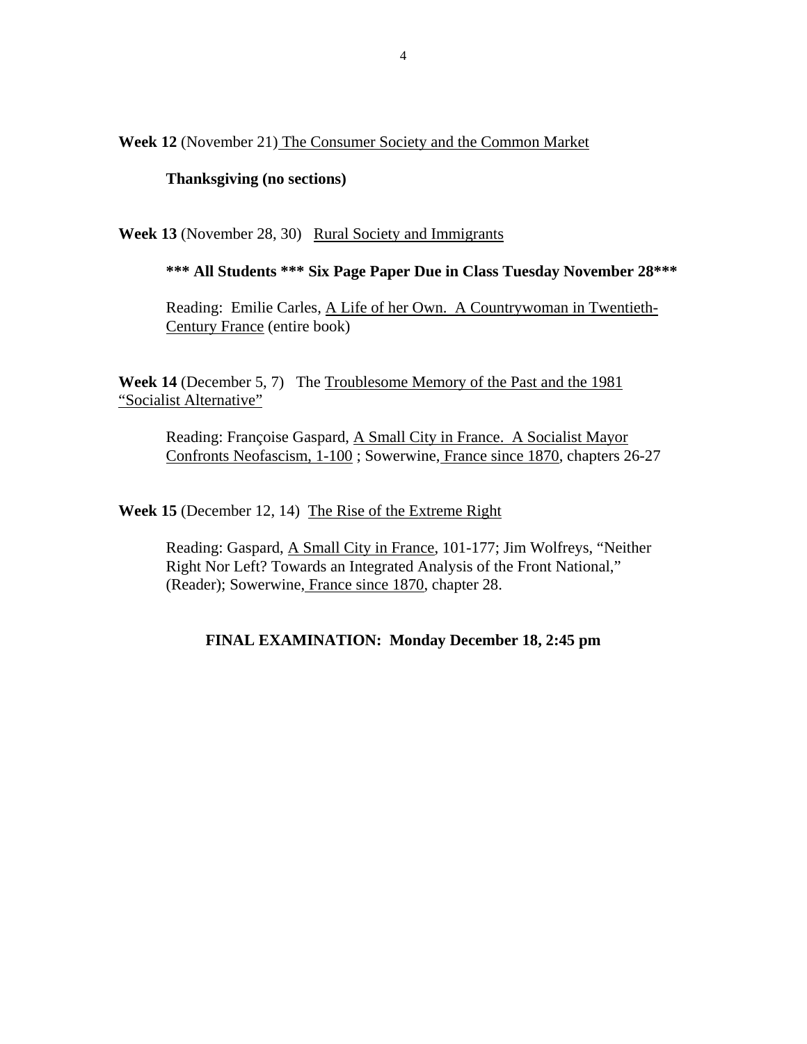**Week 12** (November 21) The Consumer Society and the Common Market

**Thanksgiving (no sections)**

**Week 13** (November 28, 30) Rural Society and Immigrants

**\*\*\* All Students \*\*\* Six Page Paper Due in Class Tuesday November 28\*\*\***

Reading: Emilie Carles, A Life of her Own. A Countrywoman in Twentieth-Century France (entire book)

**Week 14** (December 5, 7) The Troublesome Memory of the Past and the 1981 "Socialist Alternative"

Reading: Françoise Gaspard, A Small City in France. A Socialist Mayor Confronts Neofascism, 1-100 ; Sowerwine, France since 1870, chapters 26-27

**Week 15** (December 12, 14) The Rise of the Extreme Right

Reading: Gaspard, A Small City in France, 101-177; Jim Wolfreys, "Neither Right Nor Left? Towards an Integrated Analysis of the Front National," (Reader); Sowerwine, France since 1870, chapter 28.

**FINAL EXAMINATION: Monday December 18, 2:45 pm**